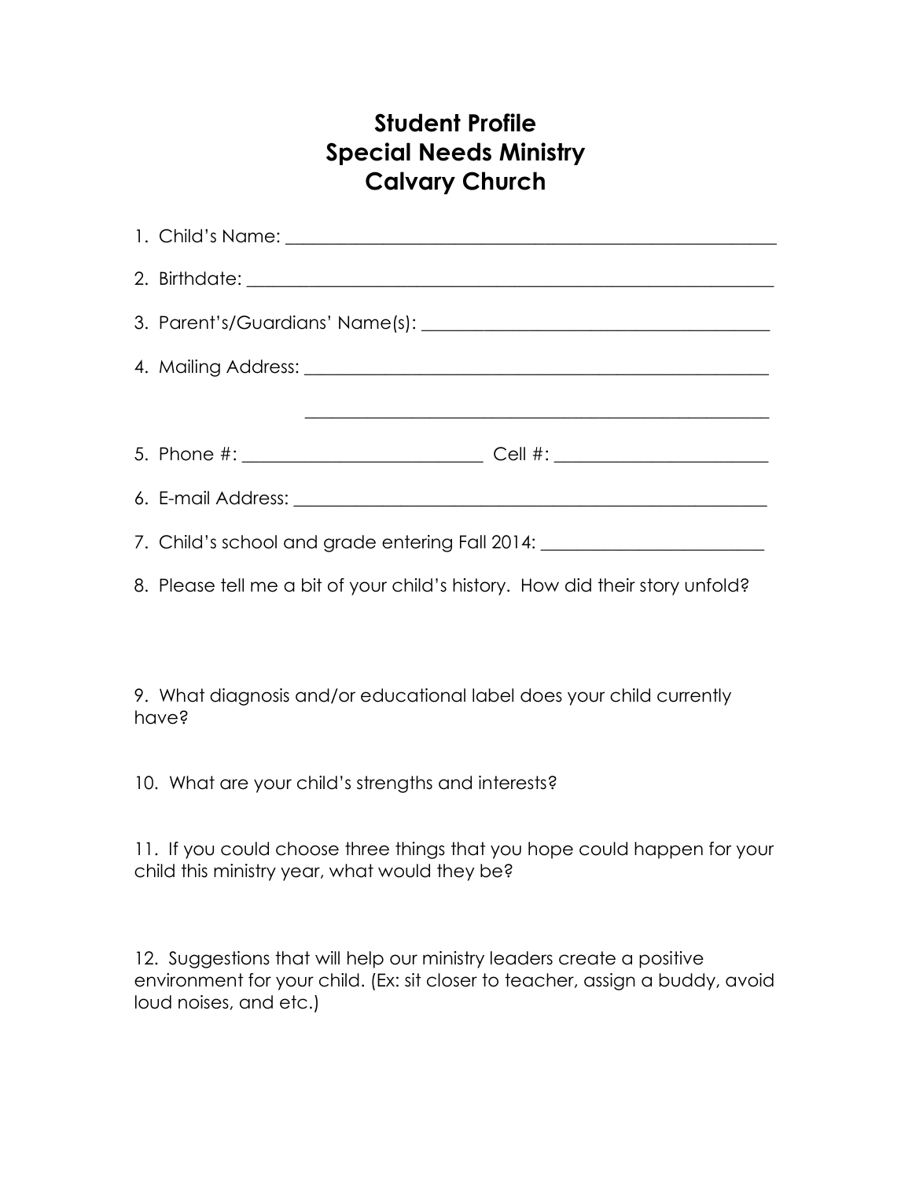# Student Profile
# Special Needs Ministry
# Calvary Church

1. Child's Name: ___________________________________________________________

2. Birthdate: ______________________________________________________________

3. Parent's/Guardians' Name(s): _________________________________________

4. Mailing Address: ______________________________________________________

   ______________________________________________________

5. Phone #: ____________________________ Cell #: ________________________

6. E-mail Address: _______________________________________________________

7. Child's school and grade entering Fall 2014: __________________________

8. Please tell me a bit of your child's history. How did their story unfold?

9. What diagnosis and/or educational label does your child currently have?

10. What are your child's strengths and interests?

11. If you could choose three things that you hope could happen for your child this ministry year, what would they be?

12. Suggestions that will help our ministry leaders create a positive environment for your child. (Ex: sit closer to teacher, assign a buddy, avoid loud noises, and etc.)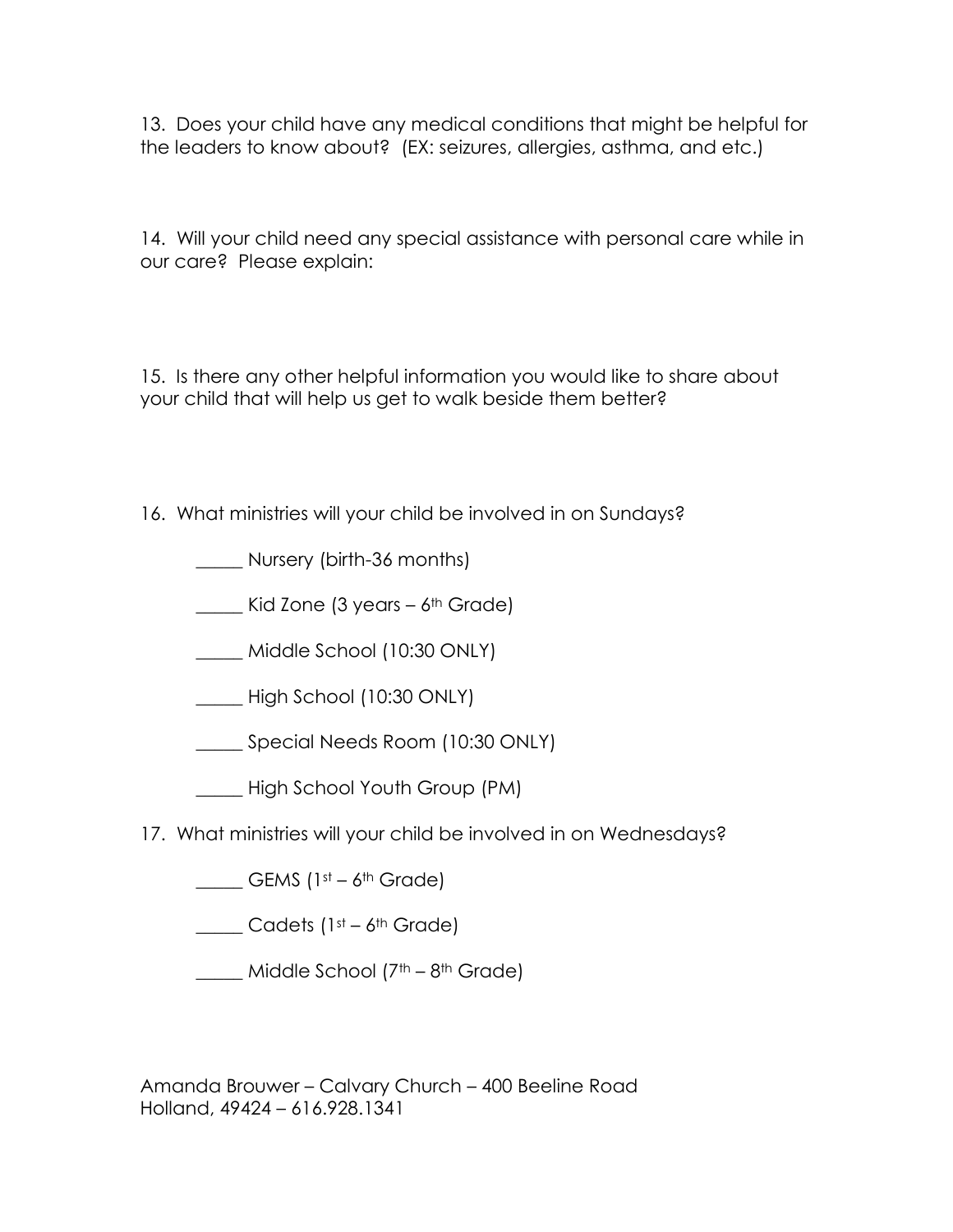13. Does your child have any medical conditions that might be helpful for the leaders to know about? (EX: seizures, allergies, asthma, and etc.)

14. Will your child need any special assistance with personal care while in our care? Please explain:

15. Is there any other helpful information you would like to share about your child that will help us get to walk beside them better?

16. What ministries will your child be involved in on Sundays?

_____ Nursery (birth-36 months)

_____ Kid Zone (3 years – 6th Grade)

_____ Middle School (10:30 ONLY)

_____ High School (10:30 ONLY)

_____ Special Needs Room (10:30 ONLY)

_____ High School Youth Group (PM)

17. What ministries will your child be involved in on Wednesdays?

_____ GEMS (1st – 6th Grade)

_____ Cadets (1st – 6th Grade)

_____ Middle School (7th – 8th Grade)

Amanda Brouwer – Calvary Church – 400 Beeline Road
Holland, 49424 – 616.928.1341